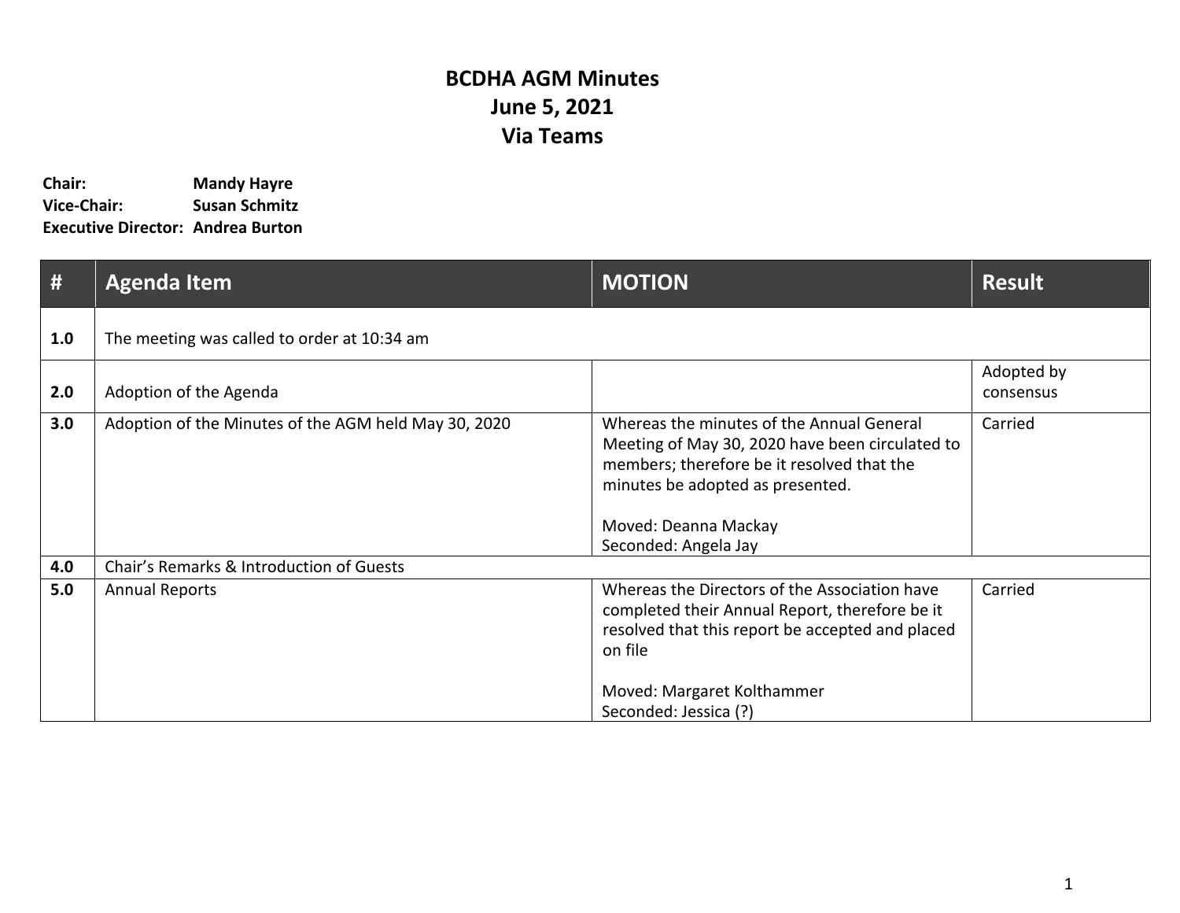# BCDHA AGM Minutes
# June 5, 2021
# Via Teams

**Chair:** **Mandy Hayre**
**Vice-Chair:** **Susan Schmitz**
**Executive Director:** **Andrea Burton**

| # | Agenda Item | MOTION | Result |
|---|---|---|---|
| **1.0** | The meeting was called to order at 10:34 am | | |
| **2.0** | Adoption of the Agenda | | Adopted by consensus |
| **3.0** | Adoption of the Minutes of the AGM held May 30, 2020 | Whereas the minutes of the Annual General Meeting of May 30, 2020 have been circulated to members; therefore be it resolved that the minutes be adopted as presented.<br><br>Moved: Deanna Mackay<br>Seconded: Angela Jay | Carried |
| **4.0** | Chair's Remarks & Introduction of Guests | | |
| **5.0** | Annual Reports | Whereas the Directors of the Association have completed their Annual Report, therefore be it resolved that this report be accepted and placed on file<br><br>Moved: Margaret Kolthammer<br>Seconded: Jessica (?) | Carried |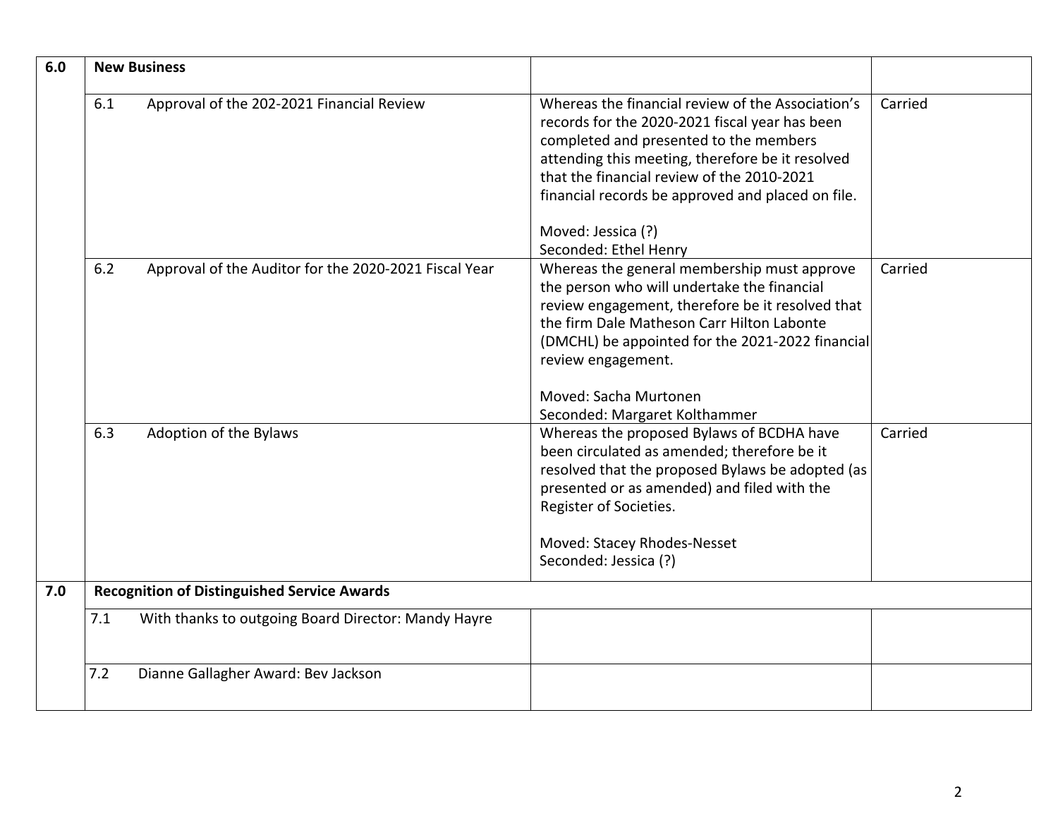| | | | |
|---|---|---|---|
| **6.0** | **New Business** | | |
| | 6.1 Approval of the 202-2021 Financial Review | Whereas the financial review of the Association's records for the 2020-2021 fiscal year has been completed and presented to the members attending this meeting, therefore be it resolved that the financial review of the 2010-2021 financial records be approved and placed on file.<br><br>Moved: Jessica (?)<br>Seconded: Ethel Henry | Carried |
| | 6.2 Approval of the Auditor for the 2020-2021 Fiscal Year | Whereas the general membership must approve the person who will undertake the financial review engagement, therefore be it resolved that the firm Dale Matheson Carr Hilton Labonte (DMCHL) be appointed for the 2021-2022 financial review engagement.<br><br>Moved: Sacha Murtonen<br>Seconded: Margaret Kolthammer | Carried |
| | 6.3 Adoption of the Bylaws | Whereas the proposed Bylaws of BCDHA have been circulated as amended; therefore be it resolved that the proposed Bylaws be adopted (as presented or as amended) and filed with the Register of Societies.<br><br>Moved: Stacey Rhodes-Nesset<br>Seconded: Jessica (?) | Carried |
| **7.0** | **Recognition of Distinguished Service Awards** | | |
| | 7.1 With thanks to outgoing Board Director: Mandy Hayre | | |
| | 7.2 Dianne Gallagher Award: Bev Jackson | | |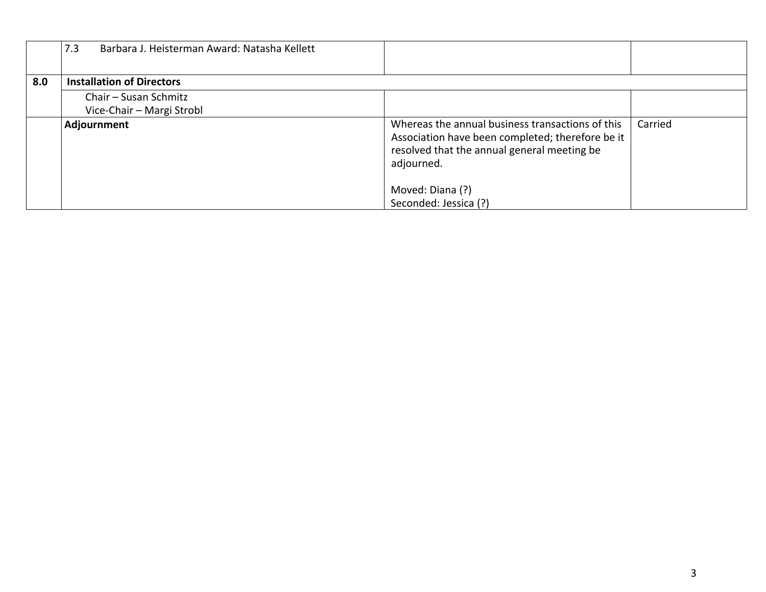| | | | |
|---|---|---|---|
| | 7.3 Barbara J. Heisterman Award: Natasha Kellett | | |
| **8.0** | **Installation of Directors** | | |
| | Chair – Susan Schmitz<br>Vice-Chair – Margi Strobl | | |
| | **Adjournment** | Whereas the annual business transactions of this Association have been completed; therefore be it resolved that the annual general meeting be adjourned.<br><br>Moved: Diana (?)<br>Seconded: Jessica (?) | Carried |